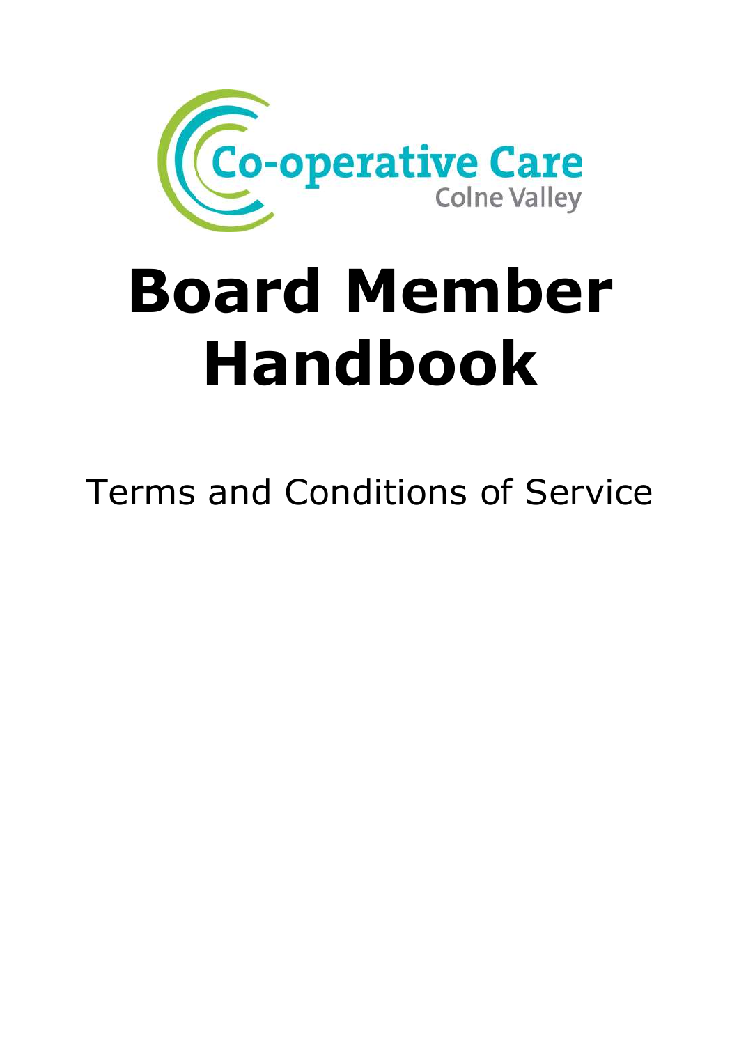Co-operative Care
Colne Valley

# Board Member Handbook

Terms and Conditions of Service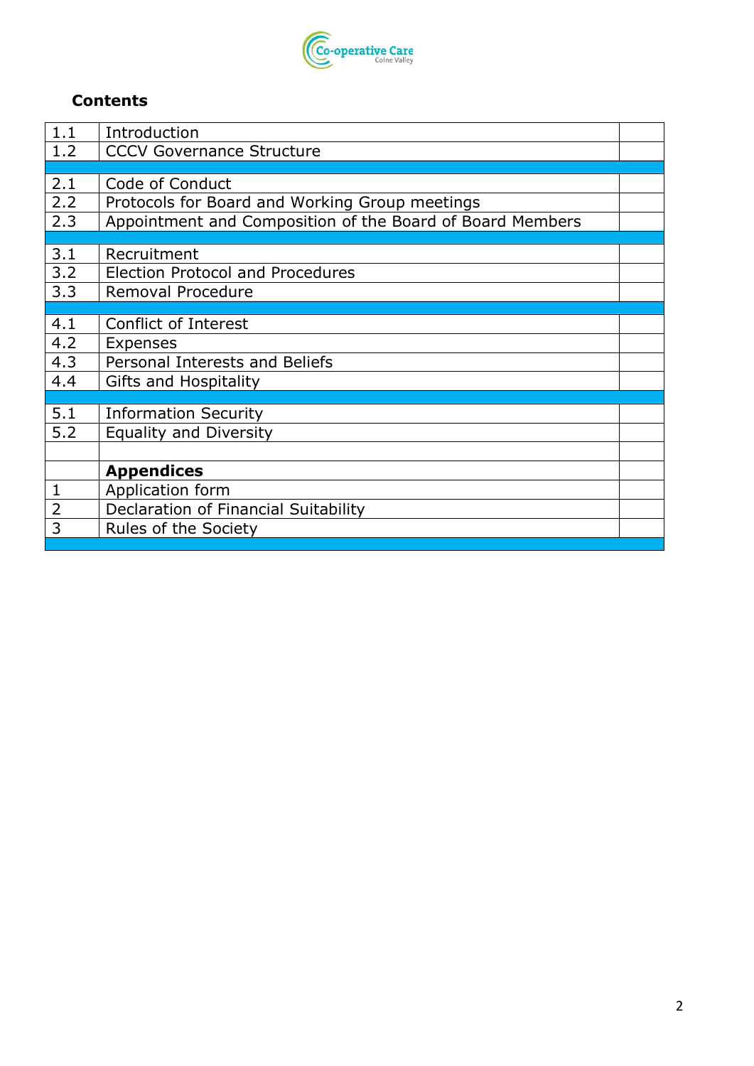## Contents

| | | |
|---|---|---|
| 1.1 | Introduction | |
| 1.2 | CCCV Governance Structure | |
| | | |
| 2.1 | Code of Conduct | |
| 2.2 | Protocols for Board and Working Group meetings | |
| 2.3 | Appointment and Composition of the Board of Board Members | |
| | | |
| 3.1 | Recruitment | |
| 3.2 | Election Protocol and Procedures | |
| 3.3 | Removal Procedure | |
| | | |
| 4.1 | Conflict of Interest | |
| 4.2 | Expenses | |
| 4.3 | Personal Interests and Beliefs | |
| 4.4 | Gifts and Hospitality | |
| | | |
| 5.1 | Information Security | |
| 5.2 | Equality and Diversity | |
| | | |
| | **Appendices** | |
| 1 | Application form | |
| 2 | Declaration of Financial Suitability | |
| 3 | Rules of the Society | |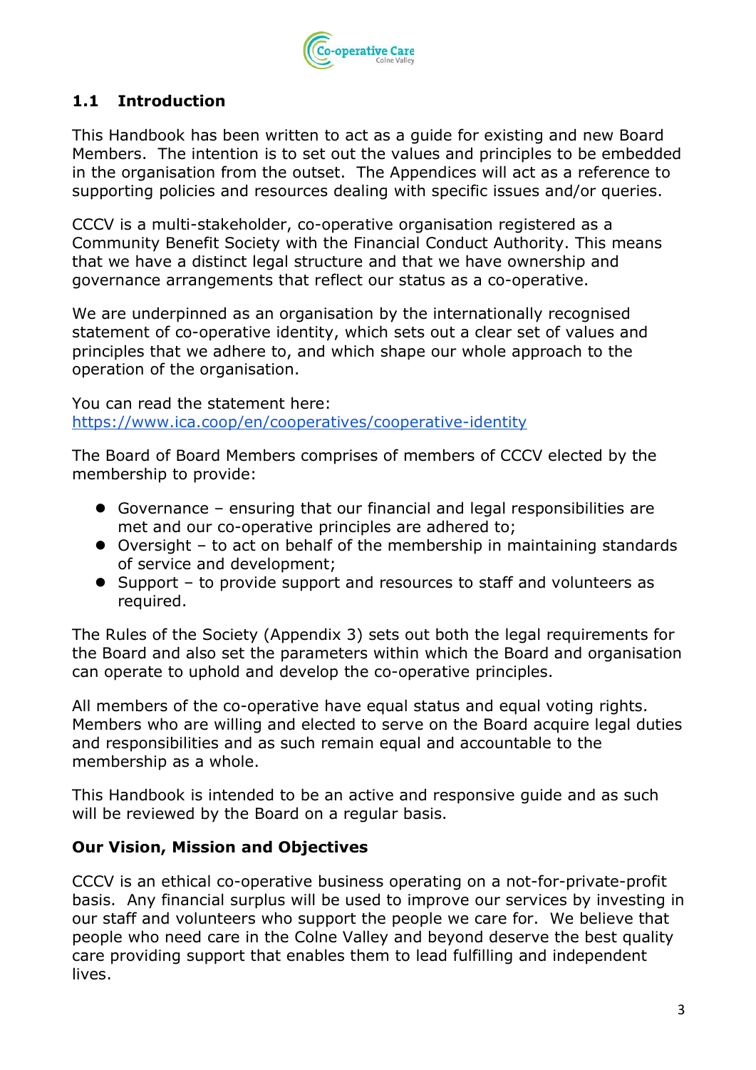## 1.1 Introduction

This Handbook has been written to act as a guide for existing and new Board Members. The intention is to set out the values and principles to be embedded in the organisation from the outset. The Appendices will act as a reference to supporting policies and resources dealing with specific issues and/or queries.

CCCV is a multi-stakeholder, co-operative organisation registered as a Community Benefit Society with the Financial Conduct Authority. This means that we have a distinct legal structure and that we have ownership and governance arrangements that reflect our status as a co-operative.

We are underpinned as an organisation by the internationally recognised statement of co-operative identity, which sets out a clear set of values and principles that we adhere to, and which shape our whole approach to the operation of the organisation.

You can read the statement here:
https://www.ica.coop/en/cooperatives/cooperative-identity

The Board of Board Members comprises of members of CCCV elected by the membership to provide:

- Governance – ensuring that our financial and legal responsibilities are met and our co-operative principles are adhered to;
- Oversight – to act on behalf of the membership in maintaining standards of service and development;
- Support – to provide support and resources to staff and volunteers as required.

The Rules of the Society (Appendix 3) sets out both the legal requirements for the Board and also set the parameters within which the Board and organisation can operate to uphold and develop the co-operative principles.

All members of the co-operative have equal status and equal voting rights. Members who are willing and elected to serve on the Board acquire legal duties and responsibilities and as such remain equal and accountable to the membership as a whole.

This Handbook is intended to be an active and responsive guide and as such will be reviewed by the Board on a regular basis.

### Our Vision, Mission and Objectives

CCCV is an ethical co-operative business operating on a not-for-private-profit basis. Any financial surplus will be used to improve our services by investing in our staff and volunteers who support the people we care for. We believe that people who need care in the Colne Valley and beyond deserve the best quality care providing support that enables them to lead fulfilling and independent lives.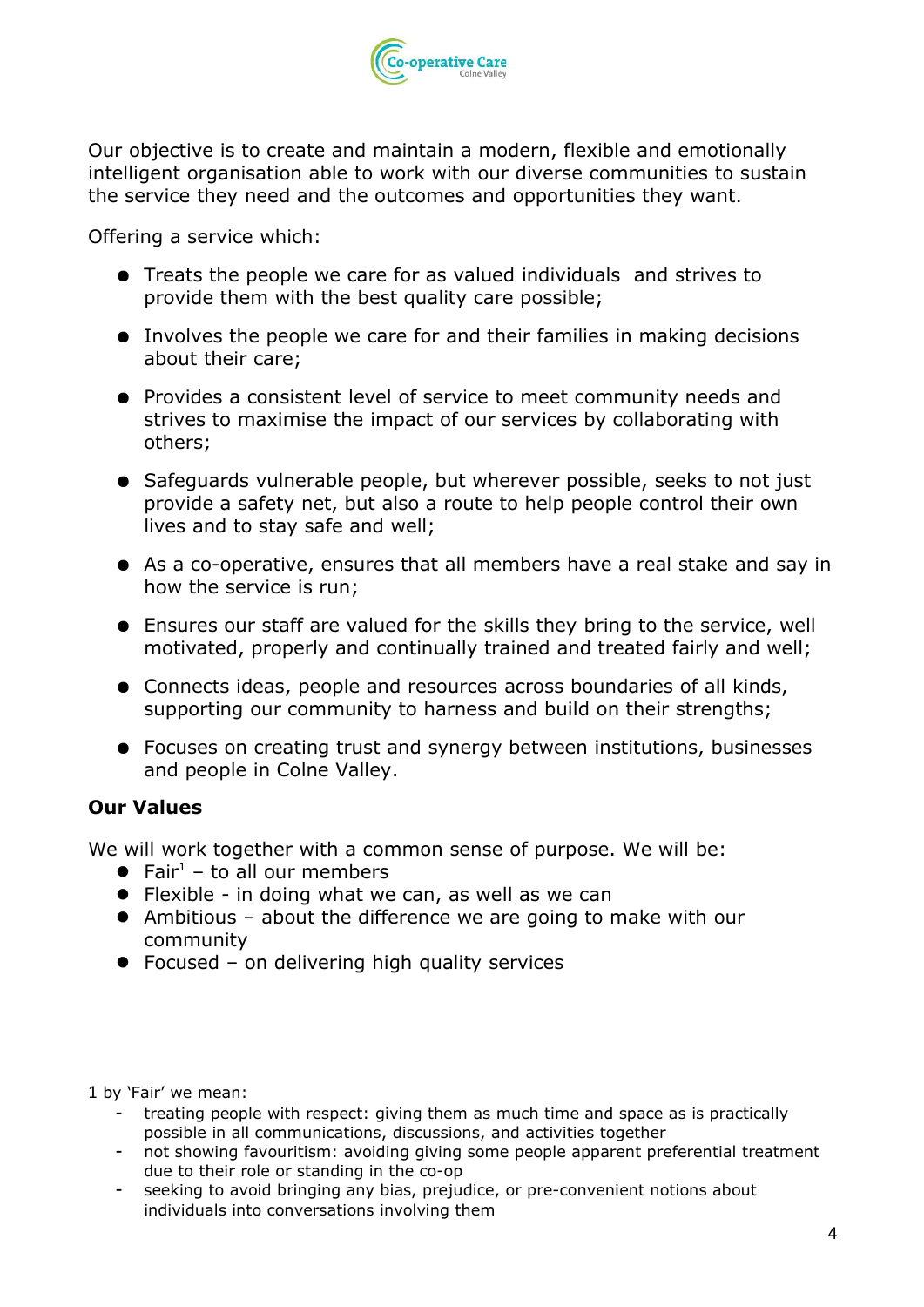Our objective is to create and maintain a modern, flexible and emotionally intelligent organisation able to work with our diverse communities to sustain the service they need and the outcomes and opportunities they want.

Offering a service which:

- Treats the people we care for as valued individuals and strives to provide them with the best quality care possible;
- Involves the people we care for and their families in making decisions about their care;
- Provides a consistent level of service to meet community needs and strives to maximise the impact of our services by collaborating with others;
- Safeguards vulnerable people, but wherever possible, seeks to not just provide a safety net, but also a route to help people control their own lives and to stay safe and well;
- As a co-operative, ensures that all members have a real stake and say in how the service is run;
- Ensures our staff are valued for the skills they bring to the service, well motivated, properly and continually trained and treated fairly and well;
- Connects ideas, people and resources across boundaries of all kinds, supporting our community to harness and build on their strengths;
- Focuses on creating trust and synergy between institutions, businesses and people in Colne Valley.

**Our Values**

We will work together with a common sense of purpose. We will be:

- Fair[1] – to all our members
- Flexible - in doing what we can, as well as we can
- Ambitious – about the difference we are going to make with our community
- Focused – on delivering high quality services

1 by 'Fair' we mean:

- treating people with respect: giving them as much time and space as is practically possible in all communications, discussions, and activities together
- not showing favouritism: avoiding giving some people apparent preferential treatment due to their role or standing in the co-op
- seeking to avoid bringing any bias, prejudice, or pre-convenient notions about individuals into conversations involving them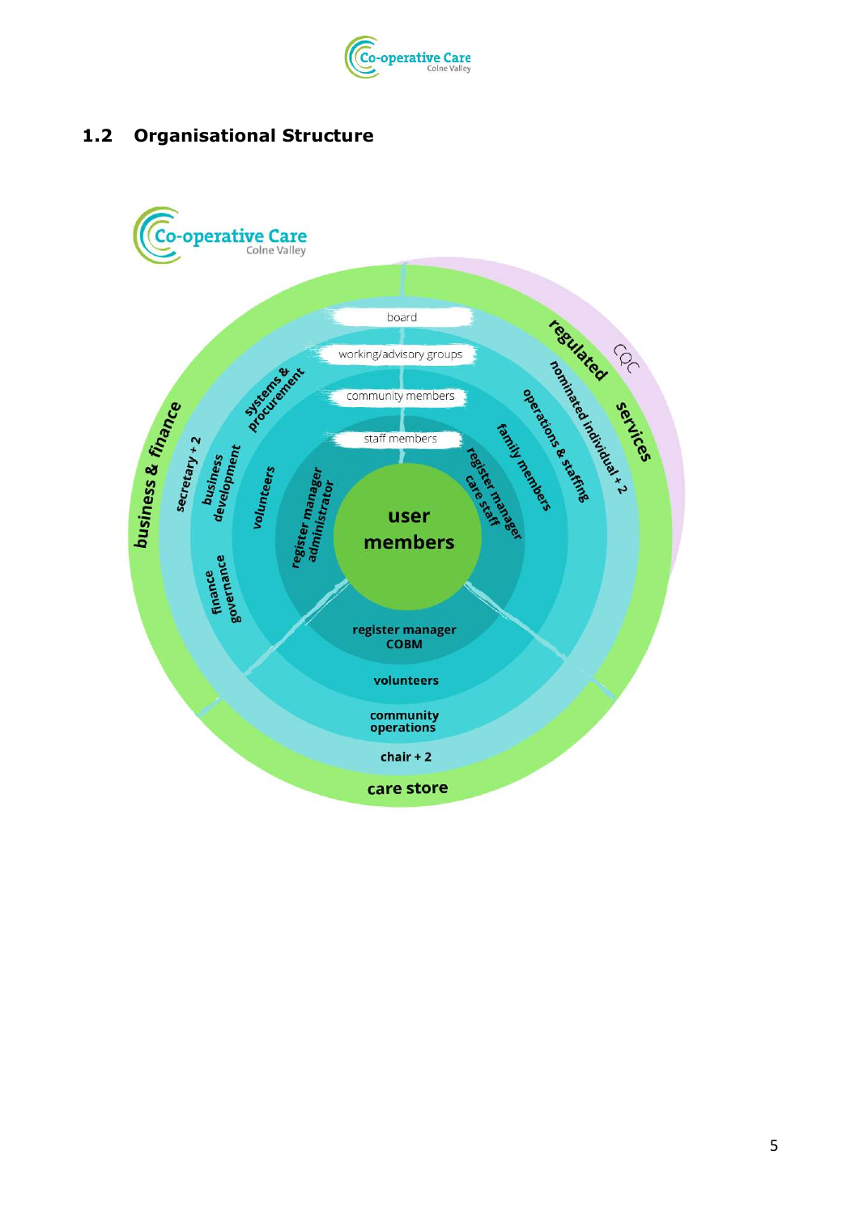## 1.2 Organisational Structure

Co-operative Care
Colne Valley

board

working/advisory groups

community members

staff members

user members

business & finance

secretary + 2

business development

finance governance

systems & procurement

volunteers

register manager administrator

regulated services

CQC

nominated individual + 2

operations & staffing

family members

register manager care staff

register manager COBM

volunteers

community operations

chair + 2

care store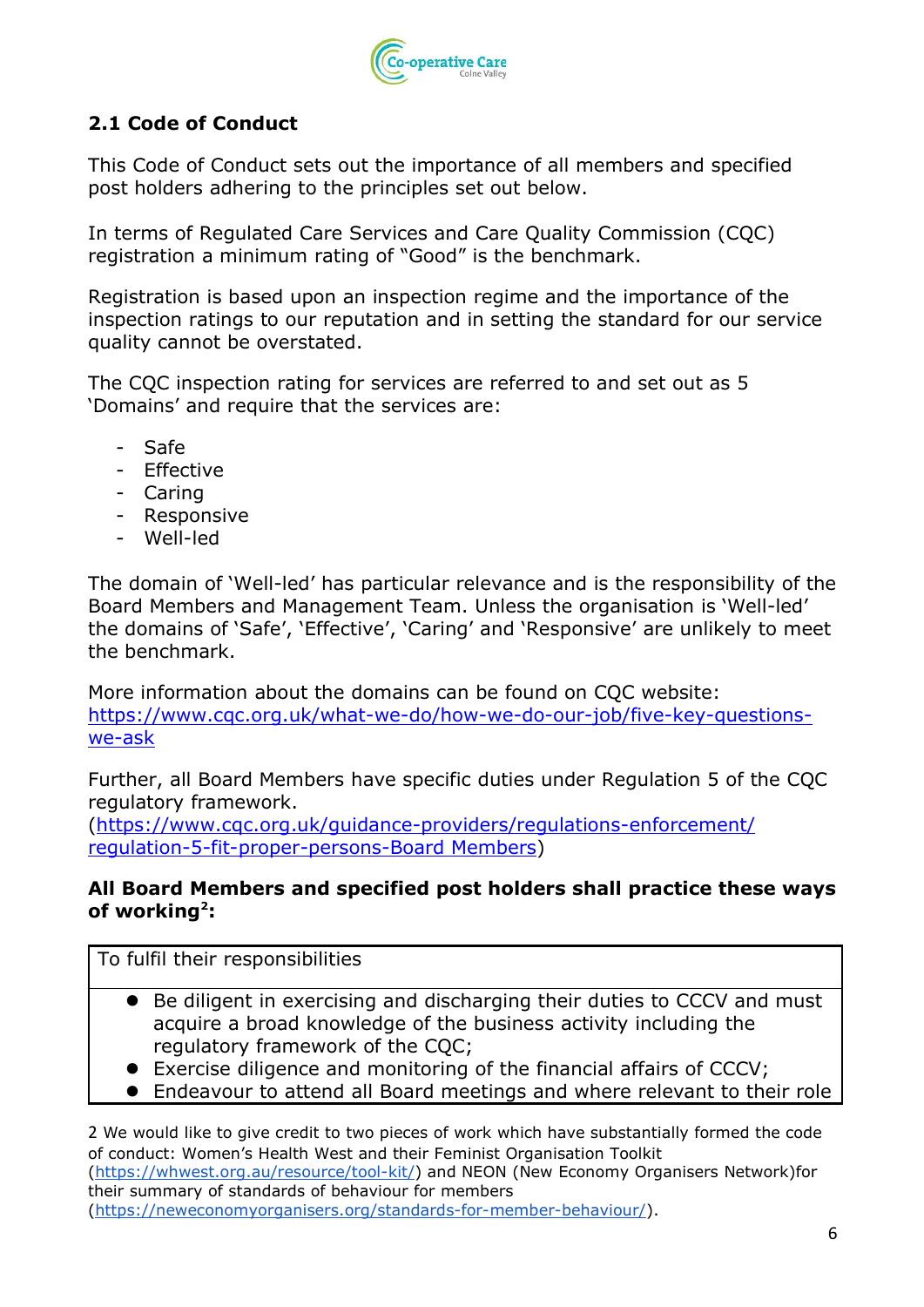## 2.1 Code of Conduct

This Code of Conduct sets out the importance of all members and specified post holders adhering to the principles set out below.

In terms of Regulated Care Services and Care Quality Commission (CQC) registration a minimum rating of "Good" is the benchmark.

Registration is based upon an inspection regime and the importance of the inspection ratings to our reputation and in setting the standard for our service quality cannot be overstated.

The CQC inspection rating for services are referred to and set out as 5 'Domains' and require that the services are:

- Safe
- Effective
- Caring
- Responsive
- Well-led

The domain of 'Well-led' has particular relevance and is the responsibility of the Board Members and Management Team. Unless the organisation is 'Well-led' the domains of 'Safe', 'Effective', 'Caring' and 'Responsive' are unlikely to meet the benchmark.

More information about the domains can be found on CQC website: https://www.cqc.org.uk/what-we-do/how-we-do-our-job/five-key-questions-we-ask

Further, all Board Members have specific duties under Regulation 5 of the CQC regulatory framework. (https://www.cqc.org.uk/guidance-providers/regulations-enforcement/regulation-5-fit-proper-persons-Board Members)

**All Board Members and specified post holders shall practice these ways of working[2]:**

| To fulfil their responsibilities |
| --- |
| • Be diligent in exercising and discharging their duties to CCCV and must acquire a broad knowledge of the business activity including the regulatory framework of the CQC;<br>• Exercise diligence and monitoring of the financial affairs of CCCV;<br>• Endeavour to attend all Board meetings and where relevant to their role |

2 We would like to give credit to two pieces of work which have substantially formed the code of conduct: Women's Health West and their Feminist Organisation Toolkit (https://whwest.org.au/resource/tool-kit/) and NEON (New Economy Organisers Network)for their summary of standards of behaviour for members (https://neweconomyorganisers.org/standards-for-member-behaviour/).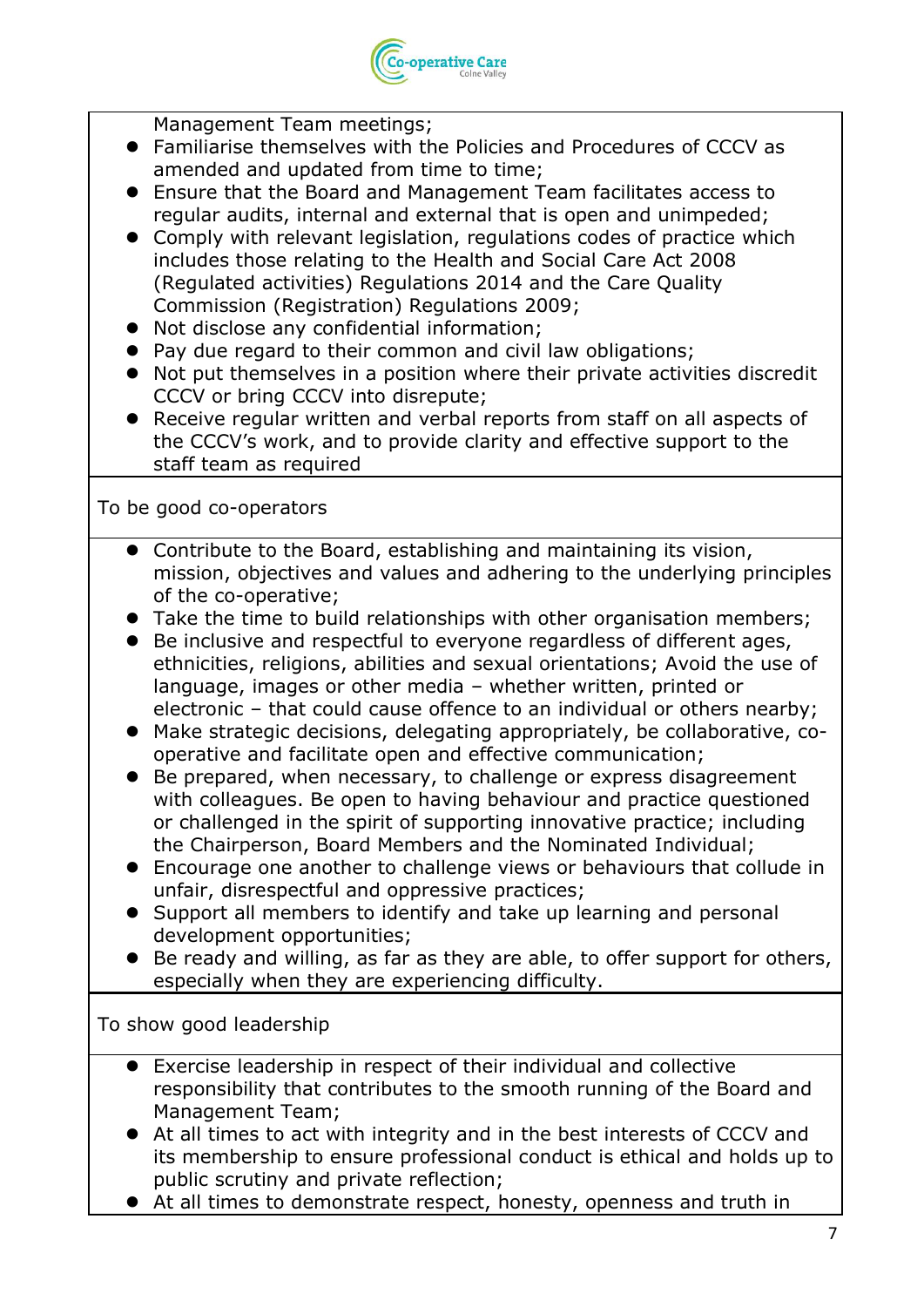Management Team meetings;

- Familiarise themselves with the Policies and Procedures of CCCV as amended and updated from time to time;
- Ensure that the Board and Management Team facilitates access to regular audits, internal and external that is open and unimpeded;
- Comply with relevant legislation, regulations codes of practice which includes those relating to the Health and Social Care Act 2008 (Regulated activities) Regulations 2014 and the Care Quality Commission (Registration) Regulations 2009;
- Not disclose any confidential information;
- Pay due regard to their common and civil law obligations;
- Not put themselves in a position where their private activities discredit CCCV or bring CCCV into disrepute;
- Receive regular written and verbal reports from staff on all aspects of the CCCV's work, and to provide clarity and effective support to the staff team as required

To be good co-operators

- Contribute to the Board, establishing and maintaining its vision, mission, objectives and values and adhering to the underlying principles of the co-operative;
- Take the time to build relationships with other organisation members;
- Be inclusive and respectful to everyone regardless of different ages, ethnicities, religions, abilities and sexual orientations; Avoid the use of language, images or other media – whether written, printed or electronic – that could cause offence to an individual or others nearby;
- Make strategic decisions, delegating appropriately, be collaborative, co-operative and facilitate open and effective communication;
- Be prepared, when necessary, to challenge or express disagreement with colleagues. Be open to having behaviour and practice questioned or challenged in the spirit of supporting innovative practice; including the Chairperson, Board Members and the Nominated Individual;
- Encourage one another to challenge views or behaviours that collude in unfair, disrespectful and oppressive practices;
- Support all members to identify and take up learning and personal development opportunities;
- Be ready and willing, as far as they are able, to offer support for others, especially when they are experiencing difficulty.

To show good leadership

- Exercise leadership in respect of their individual and collective responsibility that contributes to the smooth running of the Board and Management Team;
- At all times to act with integrity and in the best interests of CCCV and its membership to ensure professional conduct is ethical and holds up to public scrutiny and private reflection;
- At all times to demonstrate respect, honesty, openness and truth in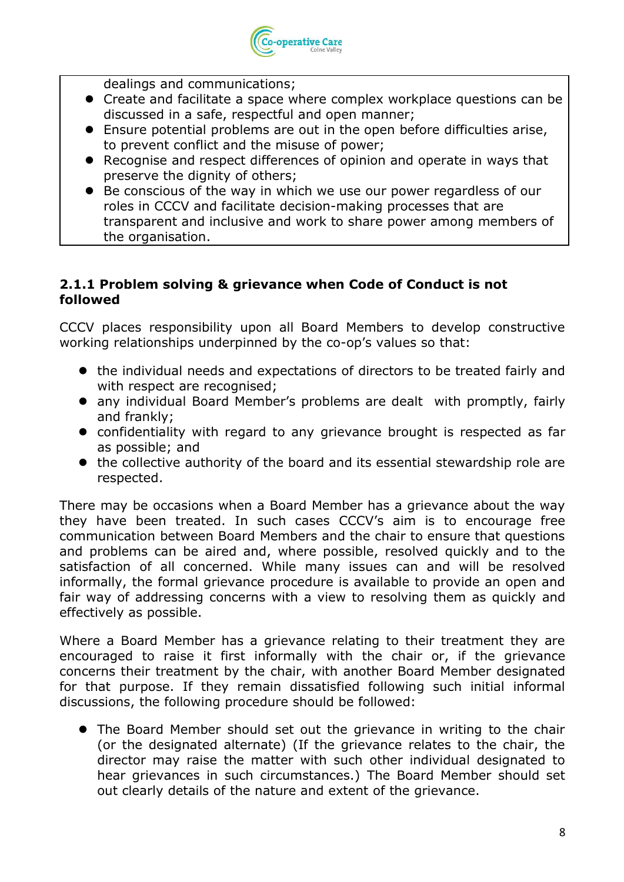dealings and communications;

- Create and facilitate a space where complex workplace questions can be discussed in a safe, respectful and open manner;
- Ensure potential problems are out in the open before difficulties arise, to prevent conflict and the misuse of power;
- Recognise and respect differences of opinion and operate in ways that preserve the dignity of others;
- Be conscious of the way in which we use our power regardless of our roles in CCCV and facilitate decision-making processes that are transparent and inclusive and work to share power among members of the organisation.

**2.1.1 Problem solving & grievance when Code of Conduct is not followed**

CCCV places responsibility upon all Board Members to develop constructive working relationships underpinned by the co-op's values so that:

- the individual needs and expectations of directors to be treated fairly and with respect are recognised;
- any individual Board Member's problems are dealt with promptly, fairly and frankly;
- confidentiality with regard to any grievance brought is respected as far as possible; and
- the collective authority of the board and its essential stewardship role are respected.

There may be occasions when a Board Member has a grievance about the way they have been treated. In such cases CCCV's aim is to encourage free communication between Board Members and the chair to ensure that questions and problems can be aired and, where possible, resolved quickly and to the satisfaction of all concerned. While many issues can and will be resolved informally, the formal grievance procedure is available to provide an open and fair way of addressing concerns with a view to resolving them as quickly and effectively as possible.

Where a Board Member has a grievance relating to their treatment they are encouraged to raise it first informally with the chair or, if the grievance concerns their treatment by the chair, with another Board Member designated for that purpose. If they remain dissatisfied following such initial informal discussions, the following procedure should be followed:

- The Board Member should set out the grievance in writing to the chair (or the designated alternate) (If the grievance relates to the chair, the director may raise the matter with such other individual designated to hear grievances in such circumstances.) The Board Member should set out clearly details of the nature and extent of the grievance.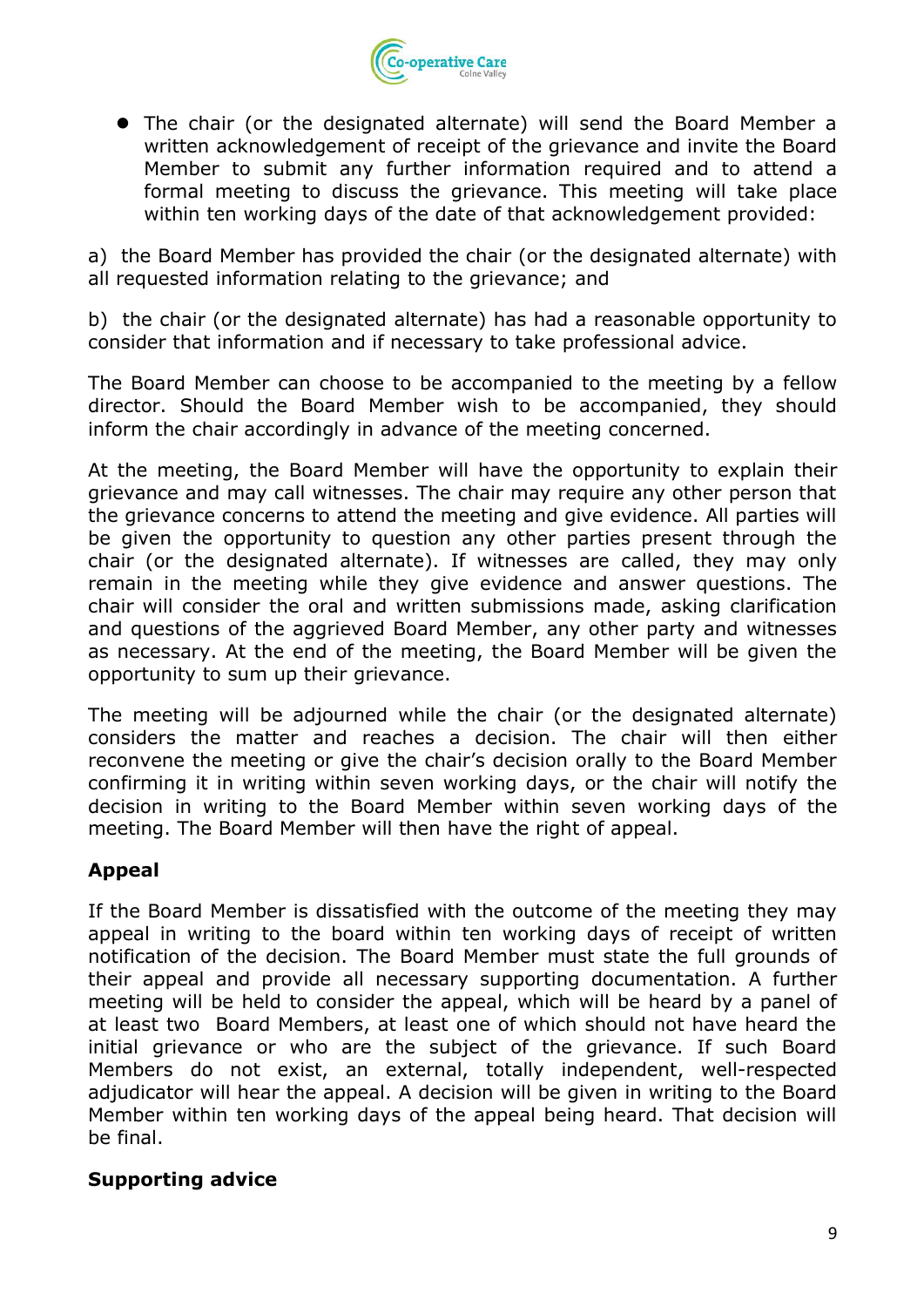- The chair (or the designated alternate) will send the Board Member a written acknowledgement of receipt of the grievance and invite the Board Member to submit any further information required and to attend a formal meeting to discuss the grievance. This meeting will take place within ten working days of the date of that acknowledgement provided:

a) the Board Member has provided the chair (or the designated alternate) with all requested information relating to the grievance; and

b) the chair (or the designated alternate) has had a reasonable opportunity to consider that information and if necessary to take professional advice.

The Board Member can choose to be accompanied to the meeting by a fellow director. Should the Board Member wish to be accompanied, they should inform the chair accordingly in advance of the meeting concerned.

At the meeting, the Board Member will have the opportunity to explain their grievance and may call witnesses. The chair may require any other person that the grievance concerns to attend the meeting and give evidence. All parties will be given the opportunity to question any other parties present through the chair (or the designated alternate). If witnesses are called, they may only remain in the meeting while they give evidence and answer questions. The chair will consider the oral and written submissions made, asking clarification and questions of the aggrieved Board Member, any other party and witnesses as necessary. At the end of the meeting, the Board Member will be given the opportunity to sum up their grievance.

The meeting will be adjourned while the chair (or the designated alternate) considers the matter and reaches a decision. The chair will then either reconvene the meeting or give the chair's decision orally to the Board Member confirming it in writing within seven working days, or the chair will notify the decision in writing to the Board Member within seven working days of the meeting. The Board Member will then have the right of appeal.

**Appeal**

If the Board Member is dissatisfied with the outcome of the meeting they may appeal in writing to the board within ten working days of receipt of written notification of the decision. The Board Member must state the full grounds of their appeal and provide all necessary supporting documentation. A further meeting will be held to consider the appeal, which will be heard by a panel of at least two Board Members, at least one of which should not have heard the initial grievance or who are the subject of the grievance. If such Board Members do not exist, an external, totally independent, well-respected adjudicator will hear the appeal. A decision will be given in writing to the Board Member within ten working days of the appeal being heard. That decision will be final.

**Supporting advice**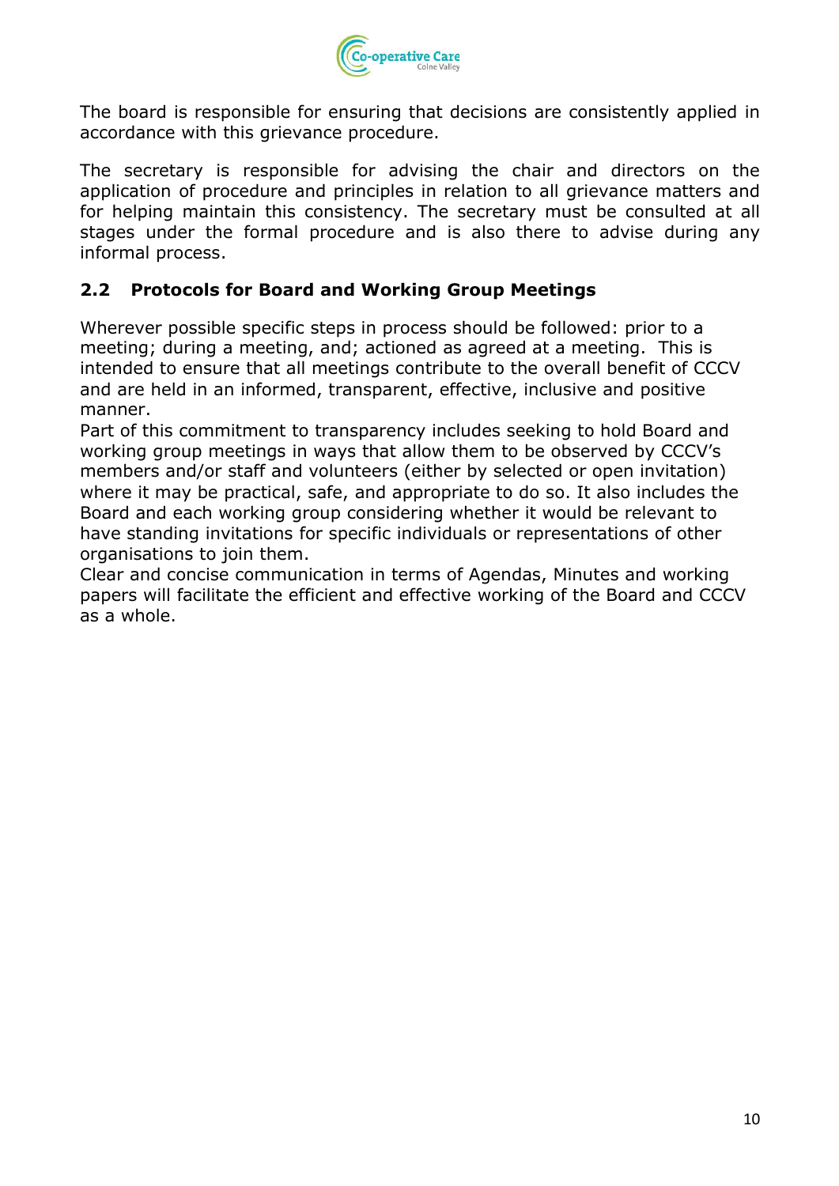The board is responsible for ensuring that decisions are consistently applied in accordance with this grievance procedure.

The secretary is responsible for advising the chair and directors on the application of procedure and principles in relation to all grievance matters and for helping maintain this consistency. The secretary must be consulted at all stages under the formal procedure and is also there to advise during any informal process.

### 2.2 Protocols for Board and Working Group Meetings

Wherever possible specific steps in process should be followed: prior to a meeting; during a meeting, and; actioned as agreed at a meeting. This is intended to ensure that all meetings contribute to the overall benefit of CCCV and are held in an informed, transparent, effective, inclusive and positive manner.

Part of this commitment to transparency includes seeking to hold Board and working group meetings in ways that allow them to be observed by CCCV's members and/or staff and volunteers (either by selected or open invitation) where it may be practical, safe, and appropriate to do so. It also includes the Board and each working group considering whether it would be relevant to have standing invitations for specific individuals or representations of other organisations to join them.

Clear and concise communication in terms of Agendas, Minutes and working papers will facilitate the efficient and effective working of the Board and CCCV as a whole.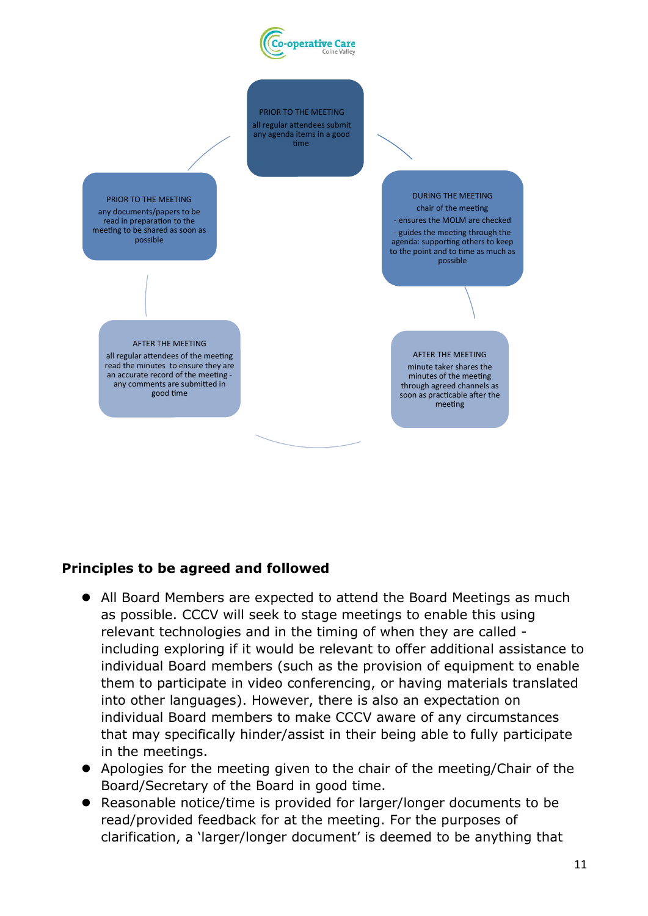PRIOR TO THE MEETING
all regular attendees submit any agenda items in a good time

DURING THE MEETING
chair of the meeting
- ensures the MOLM are checked
- guides the meeting through the agenda: supporting others to keep to the point and to time as much as possible

AFTER THE MEETING
minute taker shares the minutes of the meeting through agreed channels as soon as practicable after the meeting

AFTER THE MEETING
all regular attendees of the meeting read the minutes to ensure they are an accurate record of the meeting - any comments are submitted in good time

PRIOR TO THE MEETING
any documents/papers to be read in preparation to the meeting to be shared as soon as possible

### Principles to be agreed and followed

- All Board Members are expected to attend the Board Meetings as much as possible. CCCV will seek to stage meetings to enable this using relevant technologies and in the timing of when they are called - including exploring if it would be relevant to offer additional assistance to individual Board members (such as the provision of equipment to enable them to participate in video conferencing, or having materials translated into other languages). However, there is also an expectation on individual Board members to make CCCV aware of any circumstances that may specifically hinder/assist in their being able to fully participate in the meetings.
- Apologies for the meeting given to the chair of the meeting/Chair of the Board/Secretary of the Board in good time.
- Reasonable notice/time is provided for larger/longer documents to be read/provided feedback for at the meeting. For the purposes of clarification, a 'larger/longer document' is deemed to be anything that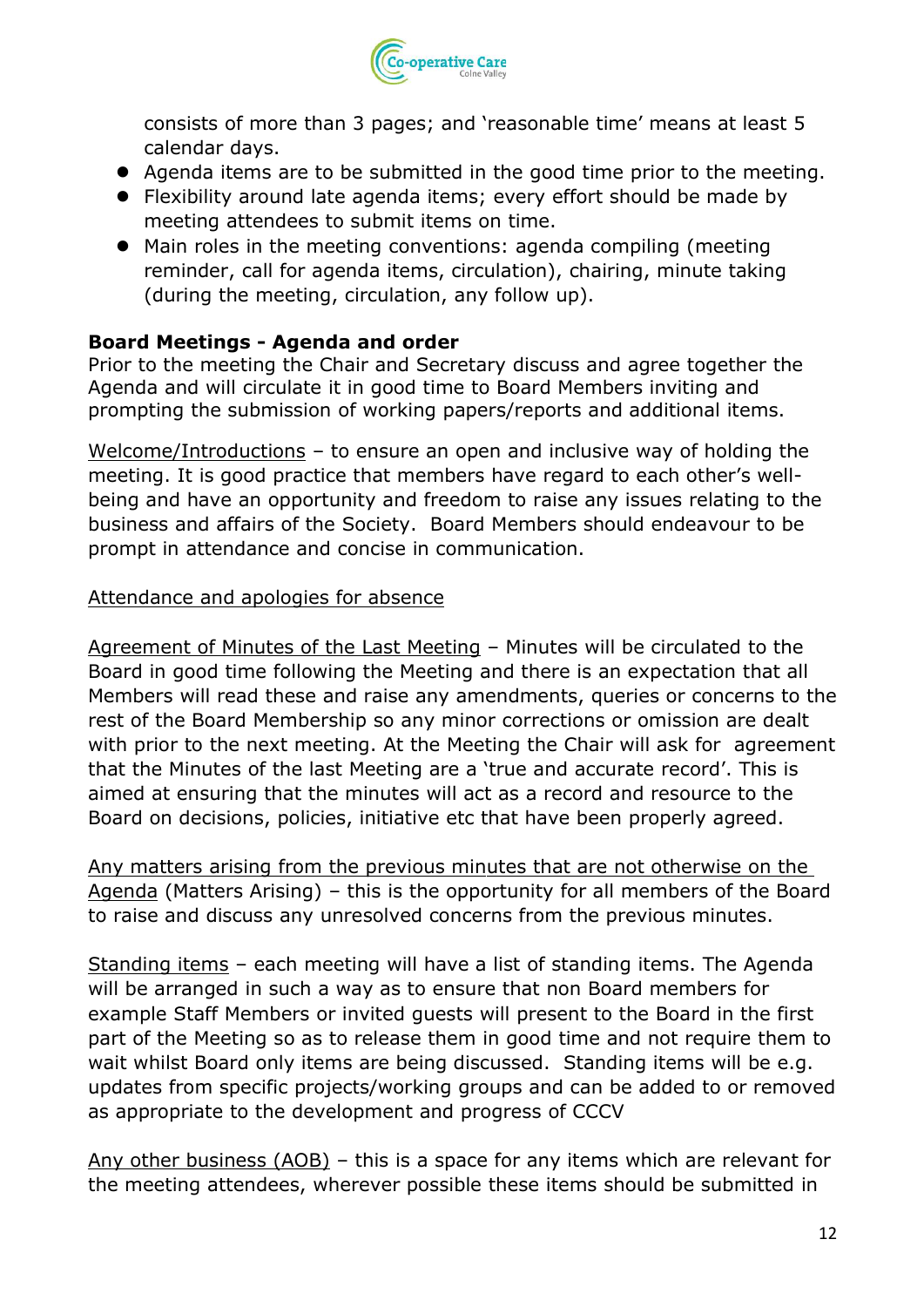consists of more than 3 pages; and 'reasonable time' means at least 5 calendar days.

- Agenda items are to be submitted in the good time prior to the meeting.
- Flexibility around late agenda items; every effort should be made by meeting attendees to submit items on time.
- Main roles in the meeting conventions: agenda compiling (meeting reminder, call for agenda items, circulation), chairing, minute taking (during the meeting, circulation, any follow up).

**Board Meetings - Agenda and order**

Prior to the meeting the Chair and Secretary discuss and agree together the Agenda and will circulate it in good time to Board Members inviting and prompting the submission of working papers/reports and additional items.

Welcome/Introductions – to ensure an open and inclusive way of holding the meeting. It is good practice that members have regard to each other's well-being and have an opportunity and freedom to raise any issues relating to the business and affairs of the Society. Board Members should endeavour to be prompt in attendance and concise in communication.

Attendance and apologies for absence

Agreement of Minutes of the Last Meeting – Minutes will be circulated to the Board in good time following the Meeting and there is an expectation that all Members will read these and raise any amendments, queries or concerns to the rest of the Board Membership so any minor corrections or omission are dealt with prior to the next meeting. At the Meeting the Chair will ask for agreement that the Minutes of the last Meeting are a 'true and accurate record'. This is aimed at ensuring that the minutes will act as a record and resource to the Board on decisions, policies, initiative etc that have been properly agreed.

Any matters arising from the previous minutes that are not otherwise on the Agenda (Matters Arising) – this is the opportunity for all members of the Board to raise and discuss any unresolved concerns from the previous minutes.

Standing items – each meeting will have a list of standing items. The Agenda will be arranged in such a way as to ensure that non Board members for example Staff Members or invited guests will present to the Board in the first part of the Meeting so as to release them in good time and not require them to wait whilst Board only items are being discussed. Standing items will be e.g. updates from specific projects/working groups and can be added to or removed as appropriate to the development and progress of CCCV

Any other business (AOB) – this is a space for any items which are relevant for the meeting attendees, wherever possible these items should be submitted in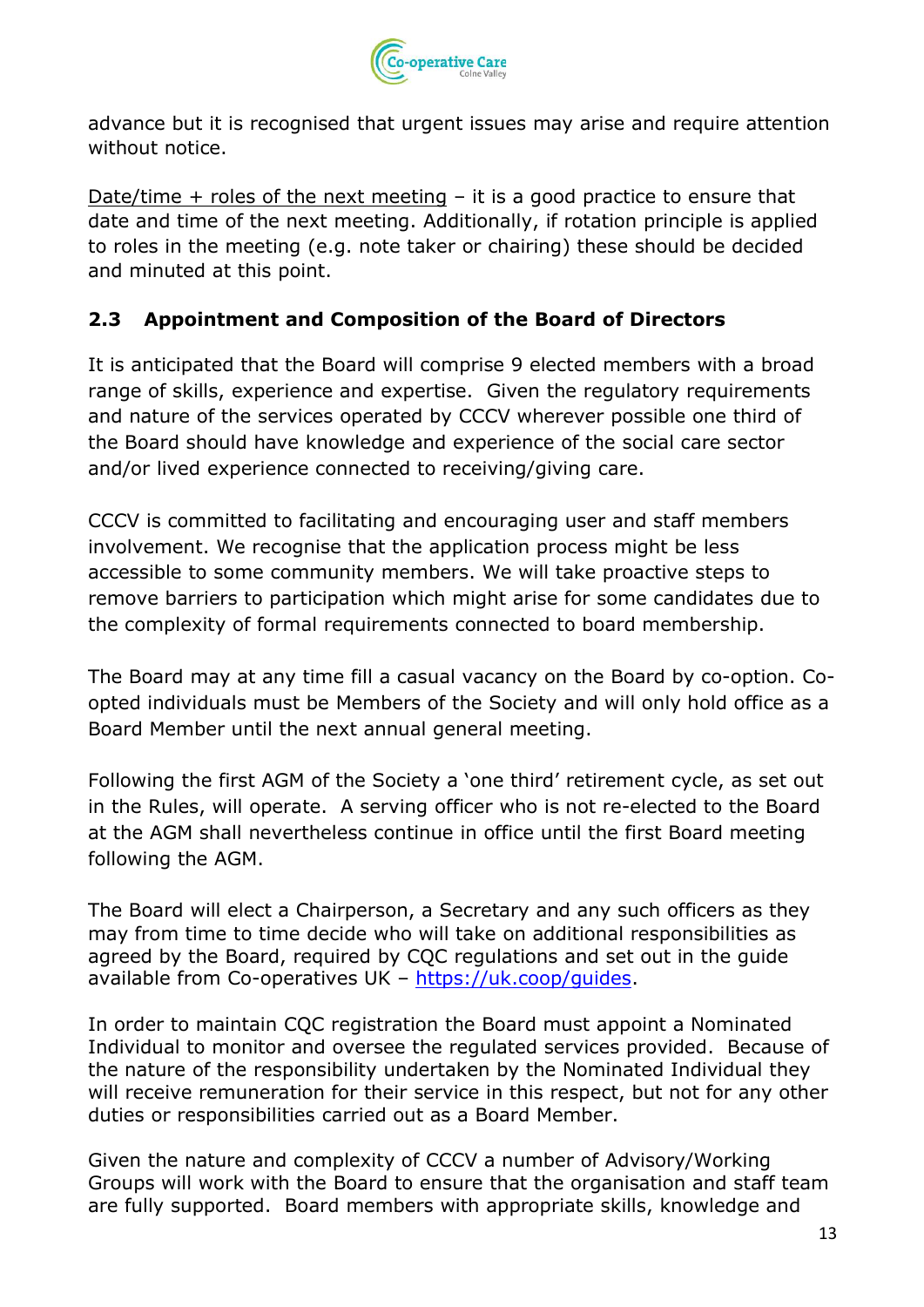advance but it is recognised that urgent issues may arise and require attention without notice.

Date/time + roles of the next meeting – it is a good practice to ensure that date and time of the next meeting. Additionally, if rotation principle is applied to roles in the meeting (e.g. note taker or chairing) these should be decided and minuted at this point.

## 2.3 Appointment and Composition of the Board of Directors

It is anticipated that the Board will comprise 9 elected members with a broad range of skills, experience and expertise. Given the regulatory requirements and nature of the services operated by CCCV wherever possible one third of the Board should have knowledge and experience of the social care sector and/or lived experience connected to receiving/giving care.

CCCV is committed to facilitating and encouraging user and staff members involvement. We recognise that the application process might be less accessible to some community members. We will take proactive steps to remove barriers to participation which might arise for some candidates due to the complexity of formal requirements connected to board membership.

The Board may at any time fill a casual vacancy on the Board by co-option. Co-opted individuals must be Members of the Society and will only hold office as a Board Member until the next annual general meeting.

Following the first AGM of the Society a 'one third' retirement cycle, as set out in the Rules, will operate. A serving officer who is not re-elected to the Board at the AGM shall nevertheless continue in office until the first Board meeting following the AGM.

The Board will elect a Chairperson, a Secretary and any such officers as they may from time to time decide who will take on additional responsibilities as agreed by the Board, required by CQC regulations and set out in the guide available from Co-operatives UK – https://uk.coop/guides.

In order to maintain CQC registration the Board must appoint a Nominated Individual to monitor and oversee the regulated services provided. Because of the nature of the responsibility undertaken by the Nominated Individual they will receive remuneration for their service in this respect, but not for any other duties or responsibilities carried out as a Board Member.

Given the nature and complexity of CCCV a number of Advisory/Working Groups will work with the Board to ensure that the organisation and staff team are fully supported. Board members with appropriate skills, knowledge and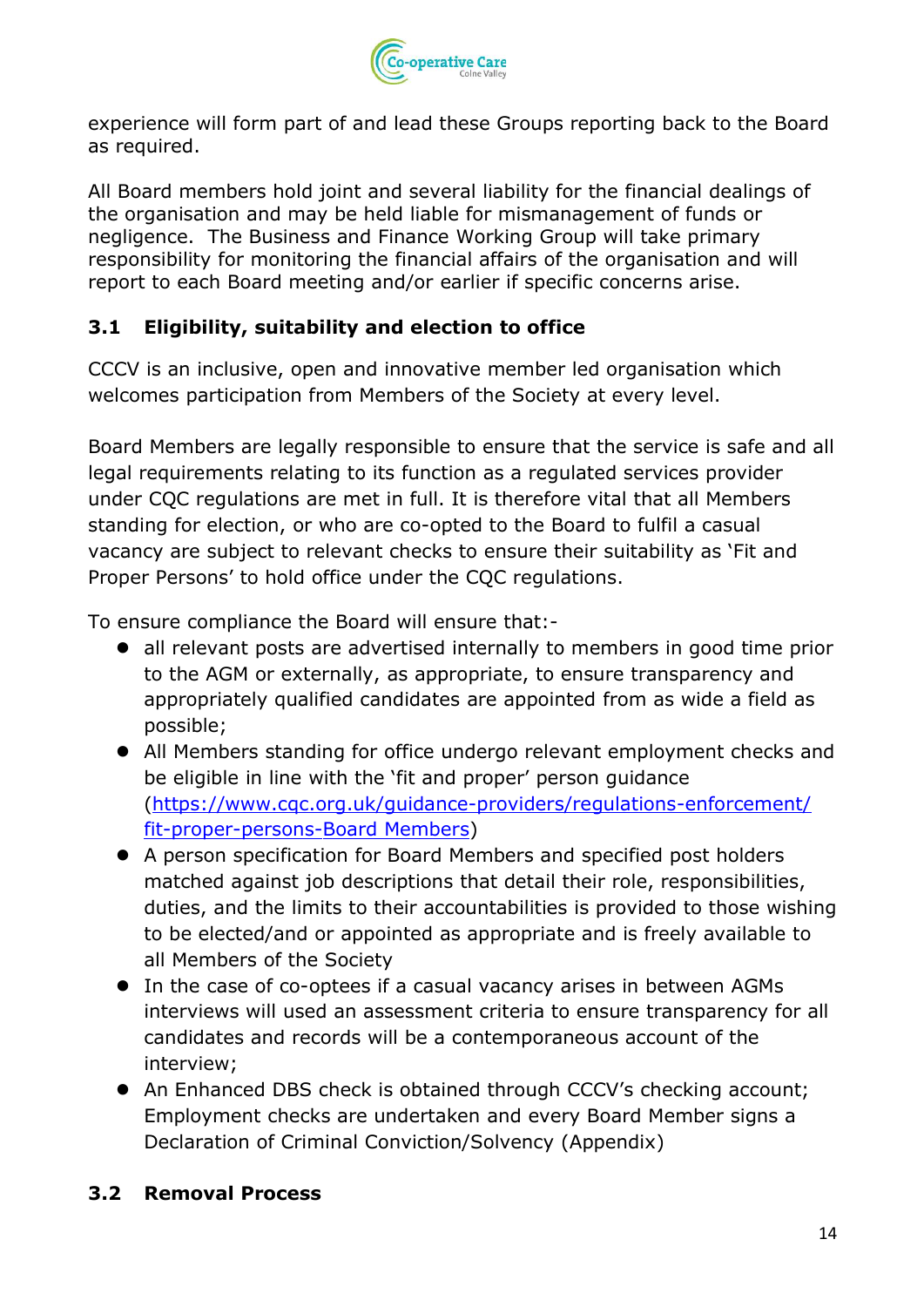experience will form part of and lead these Groups reporting back to the Board as required.

All Board members hold joint and several liability for the financial dealings of the organisation and may be held liable for mismanagement of funds or negligence. The Business and Finance Working Group will take primary responsibility for monitoring the financial affairs of the organisation and will report to each Board meeting and/or earlier if specific concerns arise.

### 3.1 Eligibility, suitability and election to office

CCCV is an inclusive, open and innovative member led organisation which welcomes participation from Members of the Society at every level.

Board Members are legally responsible to ensure that the service is safe and all legal requirements relating to its function as a regulated services provider under CQC regulations are met in full. It is therefore vital that all Members standing for election, or who are co-opted to the Board to fulfil a casual vacancy are subject to relevant checks to ensure their suitability as 'Fit and Proper Persons' to hold office under the CQC regulations.

To ensure compliance the Board will ensure that:-

- all relevant posts are advertised internally to members in good time prior to the AGM or externally, as appropriate, to ensure transparency and appropriately qualified candidates are appointed from as wide a field as possible;
- All Members standing for office undergo relevant employment checks and be eligible in line with the 'fit and proper' person guidance (https://www.cqc.org.uk/guidance-providers/regulations-enforcement/fit-proper-persons-Board Members)
- A person specification for Board Members and specified post holders matched against job descriptions that detail their role, responsibilities, duties, and the limits to their accountabilities is provided to those wishing to be elected/and or appointed as appropriate and is freely available to all Members of the Society
- In the case of co-optees if a casual vacancy arises in between AGMs interviews will used an assessment criteria to ensure transparency for all candidates and records will be a contemporaneous account of the interview;
- An Enhanced DBS check is obtained through CCCV's checking account; Employment checks are undertaken and every Board Member signs a Declaration of Criminal Conviction/Solvency (Appendix)

### 3.2 Removal Process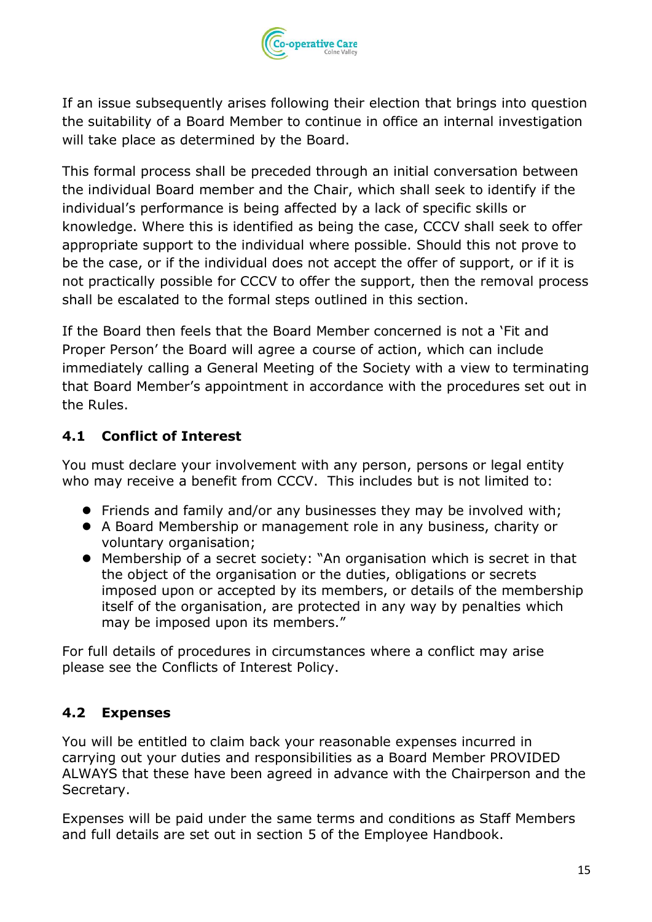If an issue subsequently arises following their election that brings into question the suitability of a Board Member to continue in office an internal investigation will take place as determined by the Board.

This formal process shall be preceded through an initial conversation between the individual Board member and the Chair, which shall seek to identify if the individual's performance is being affected by a lack of specific skills or knowledge. Where this is identified as being the case, CCCV shall seek to offer appropriate support to the individual where possible. Should this not prove to be the case, or if the individual does not accept the offer of support, or if it is not practically possible for CCCV to offer the support, then the removal process shall be escalated to the formal steps outlined in this section.

If the Board then feels that the Board Member concerned is not a 'Fit and Proper Person' the Board will agree a course of action, which can include immediately calling a General Meeting of the Society with a view to terminating that Board Member's appointment in accordance with the procedures set out in the Rules.

### 4.1 Conflict of Interest

You must declare your involvement with any person, persons or legal entity who may receive a benefit from CCCV. This includes but is not limited to:

- Friends and family and/or any businesses they may be involved with;
- A Board Membership or management role in any business, charity or voluntary organisation;
- Membership of a secret society: "An organisation which is secret in that the object of the organisation or the duties, obligations or secrets imposed upon or accepted by its members, or details of the membership itself of the organisation, are protected in any way by penalties which may be imposed upon its members."

For full details of procedures in circumstances where a conflict may arise please see the Conflicts of Interest Policy.

### 4.2 Expenses

You will be entitled to claim back your reasonable expenses incurred in carrying out your duties and responsibilities as a Board Member PROVIDED ALWAYS that these have been agreed in advance with the Chairperson and the Secretary.

Expenses will be paid under the same terms and conditions as Staff Members and full details are set out in section 5 of the Employee Handbook.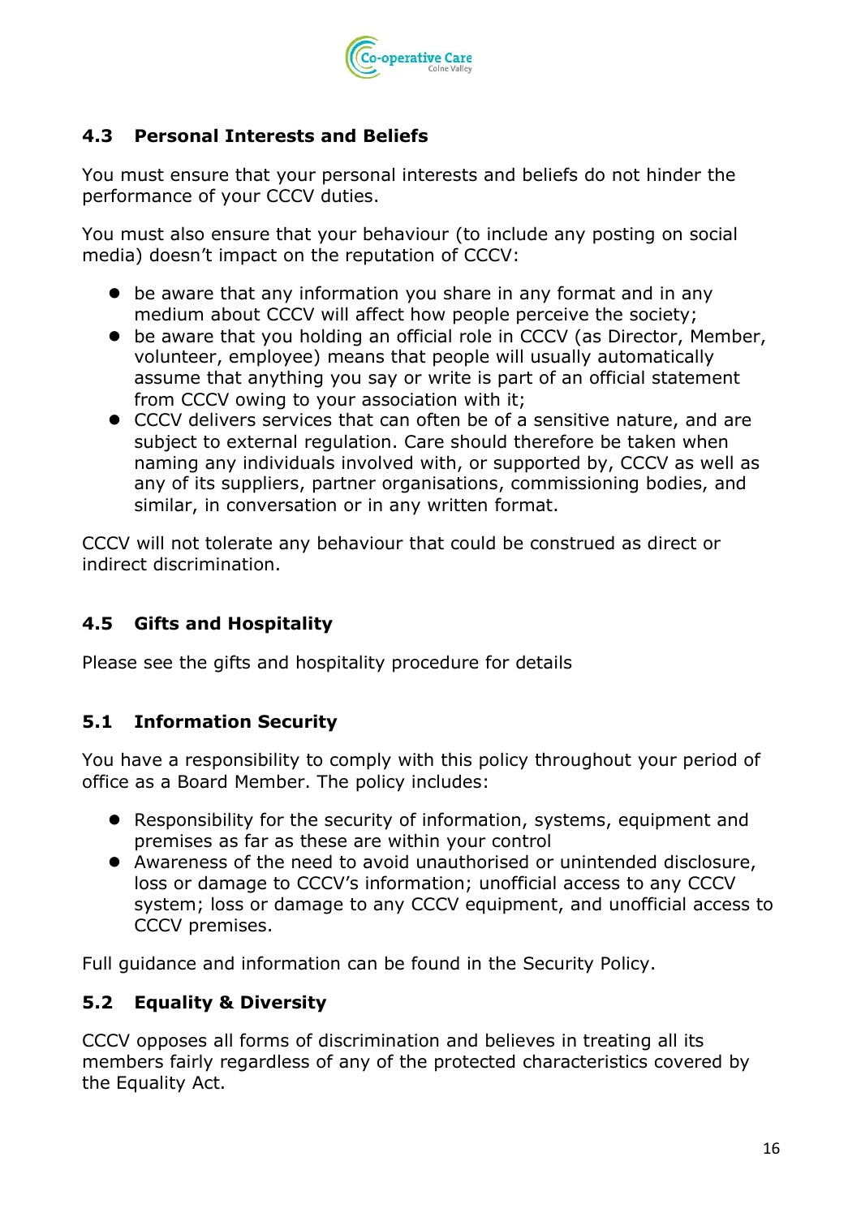### 4.3 Personal Interests and Beliefs

You must ensure that your personal interests and beliefs do not hinder the performance of your CCCV duties.

You must also ensure that your behaviour (to include any posting on social media) doesn't impact on the reputation of CCCV:

- be aware that any information you share in any format and in any medium about CCCV will affect how people perceive the society;
- be aware that you holding an official role in CCCV (as Director, Member, volunteer, employee) means that people will usually automatically assume that anything you say or write is part of an official statement from CCCV owing to your association with it;
- CCCV delivers services that can often be of a sensitive nature, and are subject to external regulation. Care should therefore be taken when naming any individuals involved with, or supported by, CCCV as well as any of its suppliers, partner organisations, commissioning bodies, and similar, in conversation or in any written format.

CCCV will not tolerate any behaviour that could be construed as direct or indirect discrimination.

### 4.5 Gifts and Hospitality

Please see the gifts and hospitality procedure for details

### 5.1 Information Security

You have a responsibility to comply with this policy throughout your period of office as a Board Member. The policy includes:

- Responsibility for the security of information, systems, equipment and premises as far as these are within your control
- Awareness of the need to avoid unauthorised or unintended disclosure, loss or damage to CCCV's information; unofficial access to any CCCV system; loss or damage to any CCCV equipment, and unofficial access to CCCV premises.

Full guidance and information can be found in the Security Policy.

### 5.2 Equality & Diversity

CCCV opposes all forms of discrimination and believes in treating all its members fairly regardless of any of the protected characteristics covered by the Equality Act.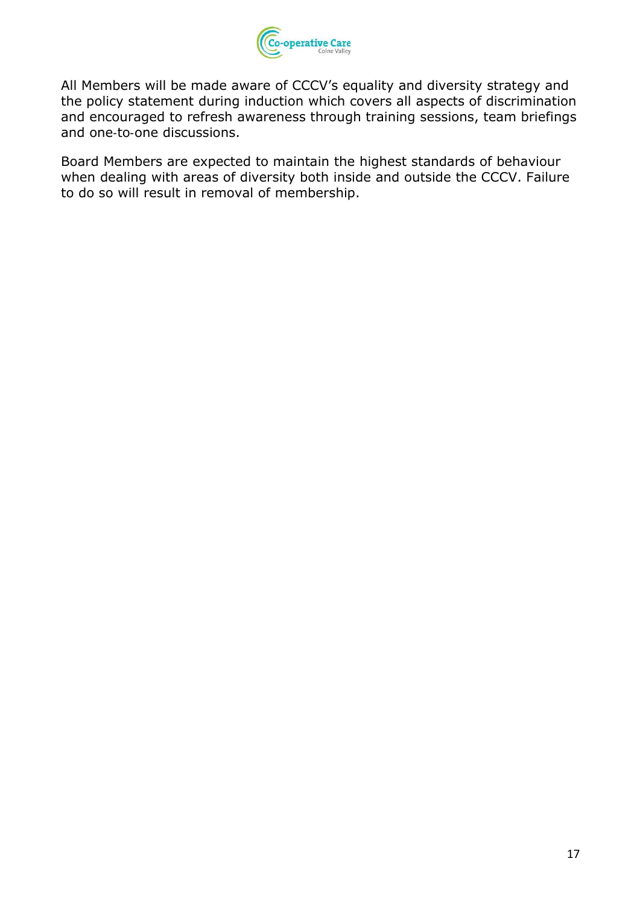All Members will be made aware of CCCV's equality and diversity strategy and the policy statement during induction which covers all aspects of discrimination and encouraged to refresh awareness through training sessions, team briefings and one-to-one discussions.

Board Members are expected to maintain the highest standards of behaviour when dealing with areas of diversity both inside and outside the CCCV. Failure to do so will result in removal of membership.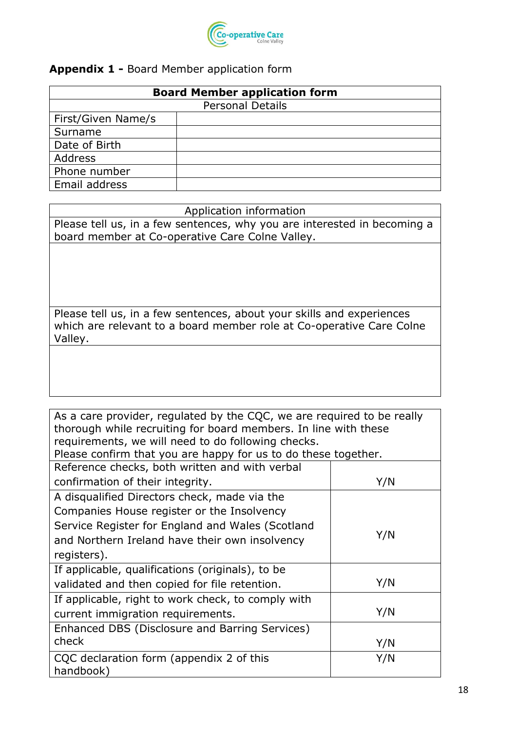**Appendix 1 -** Board Member application form

| Board Member application form | |
|---|---|
| Personal Details | |
| First/Given Name/s | |
| Surname | |
| Date of Birth | |
| Address | |
| Phone number | |
| Email address | |

| Application information |
|---|
| Please tell us, in a few sentences, why you are interested in becoming a board member at Co-operative Care Colne Valley. |
| |
| Please tell us, in a few sentences, about your skills and experiences which are relevant to a board member role at Co-operative Care Colne Valley. |
| |

| As a care provider, regulated by the CQC, we are required to be really thorough while recruiting for board members. In line with these requirements, we will need to do following checks. Please confirm that you are happy for us to do these together. | |
|---|---|
| Reference checks, both written and with verbal confirmation of their integrity. | Y/N |
| A disqualified Directors check, made via the Companies House register or the Insolvency Service Register for England and Wales (Scotland and Northern Ireland have their own insolvency registers). | Y/N |
| If applicable, qualifications (originals), to be validated and then copied for file retention. | Y/N |
| If applicable, right to work check, to comply with current immigration requirements. | Y/N |
| Enhanced DBS (Disclosure and Barring Services) check | Y/N |
| CQC declaration form (appendix 2 of this handbook) | Y/N |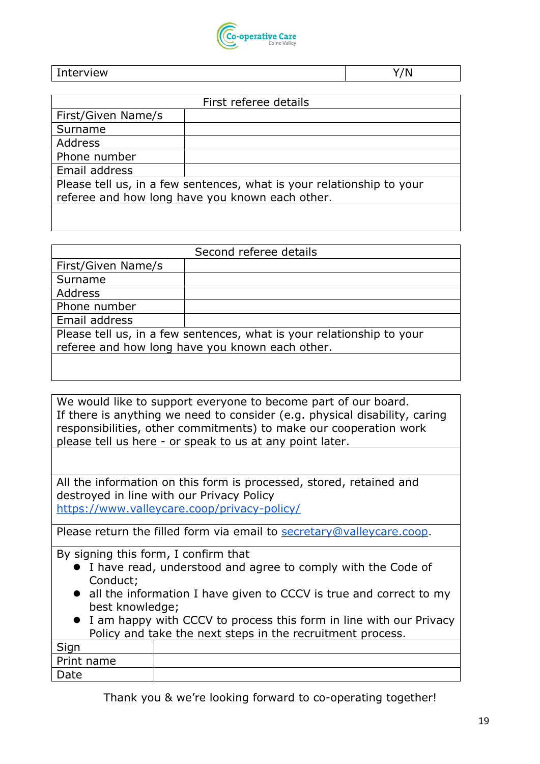| Interview | Y/N |
|---|---|

| First referee details | |
|---|---|
| First/Given Name/s | |
| Surname | |
| Address | |
| Phone number | |
| Email address | |
| Please tell us, in a few sentences, what is your relationship to your referee and how long have you known each other. | |
| | |

| Second referee details | |
|---|---|
| First/Given Name/s | |
| Surname | |
| Address | |
| Phone number | |
| Email address | |
| Please tell us, in a few sentences, what is your relationship to your referee and how long have you known each other. | |
| | |

We would like to support everyone to become part of our board. If there is anything we need to consider (e.g. physical disability, caring responsibilities, other commitments) to make our cooperation work please tell us here - or speak to us at any point later.

All the information on this form is processed, stored, retained and destroyed in line with our Privacy Policy [https://www.valleycare.coop/privacy-policy/](https://www.valleycare.coop/privacy-policy/)

Please return the filled form via email to [secretary@valleycare.coop](mailto:secretary@valleycare.coop).

By signing this form, I confirm that

- I have read, understood and agree to comply with the Code of Conduct;
- all the information I have given to CCCV is true and correct to my best knowledge;
- I am happy with CCCV to process this form in line with our Privacy Policy and take the next steps in the recruitment process.

| Sign | |
|---|---|
| Print name | |
| Date | |

Thank you & we're looking forward to co-operating together!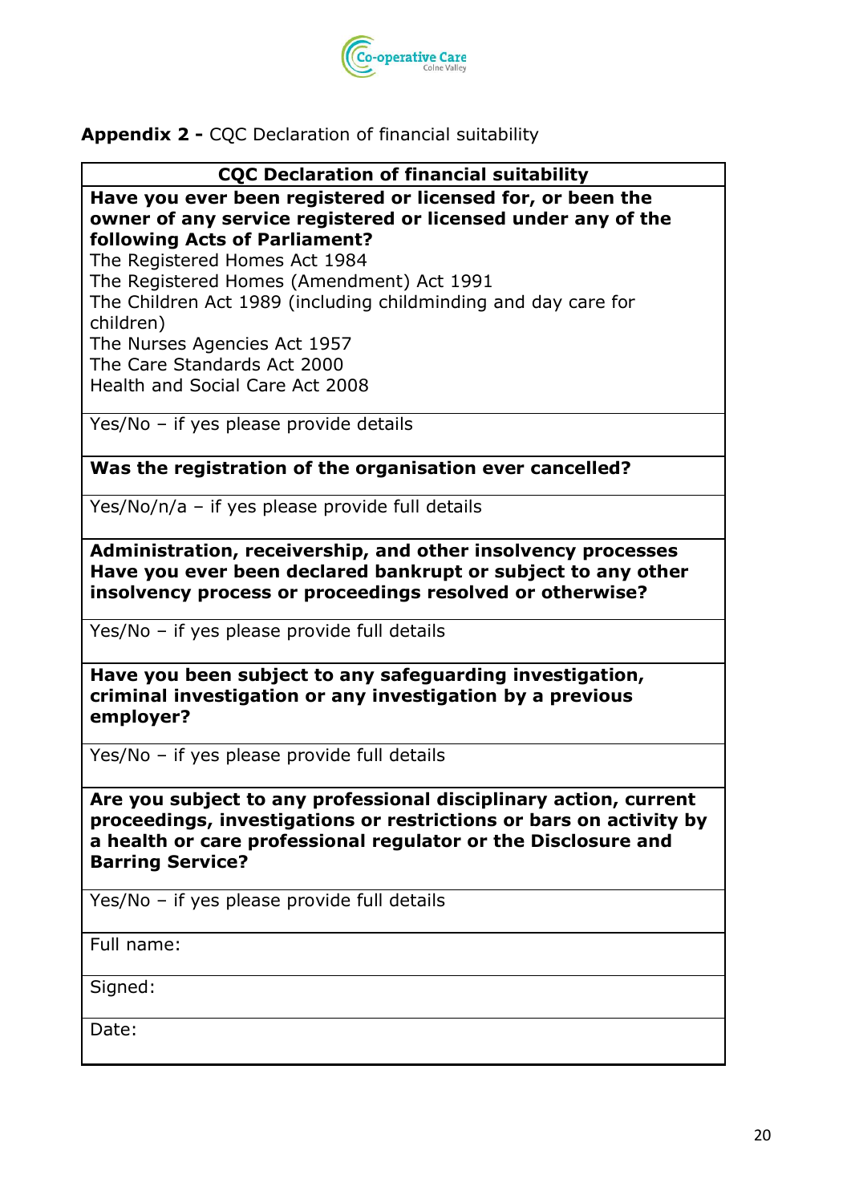**Appendix 2 -** CQC Declaration of financial suitability

| **CQC Declaration of financial suitability** |
|---|
| **Have you ever been registered or licensed for, or been the owner of any service registered or licensed under any of the following Acts of Parliament?**<br>The Registered Homes Act 1984<br>The Registered Homes (Amendment) Act 1991<br>The Children Act 1989 (including childminding and day care for children)<br>The Nurses Agencies Act 1957<br>The Care Standards Act 2000<br>Health and Social Care Act 2008 |
| Yes/No – if yes please provide details |
| **Was the registration of the organisation ever cancelled?** |
| Yes/No/n/a – if yes please provide full details |
| **Administration, receivership, and other insolvency processes Have you ever been declared bankrupt or subject to any other insolvency process or proceedings resolved or otherwise?** |
| Yes/No – if yes please provide full details |
| **Have you been subject to any safeguarding investigation, criminal investigation or any investigation by a previous employer?** |
| Yes/No – if yes please provide full details |
| **Are you subject to any professional disciplinary action, current proceedings, investigations or restrictions or bars on activity by a health or care professional regulator or the Disclosure and Barring Service?** |
| Yes/No – if yes please provide full details |
| Full name: |
| Signed: |
| Date: |